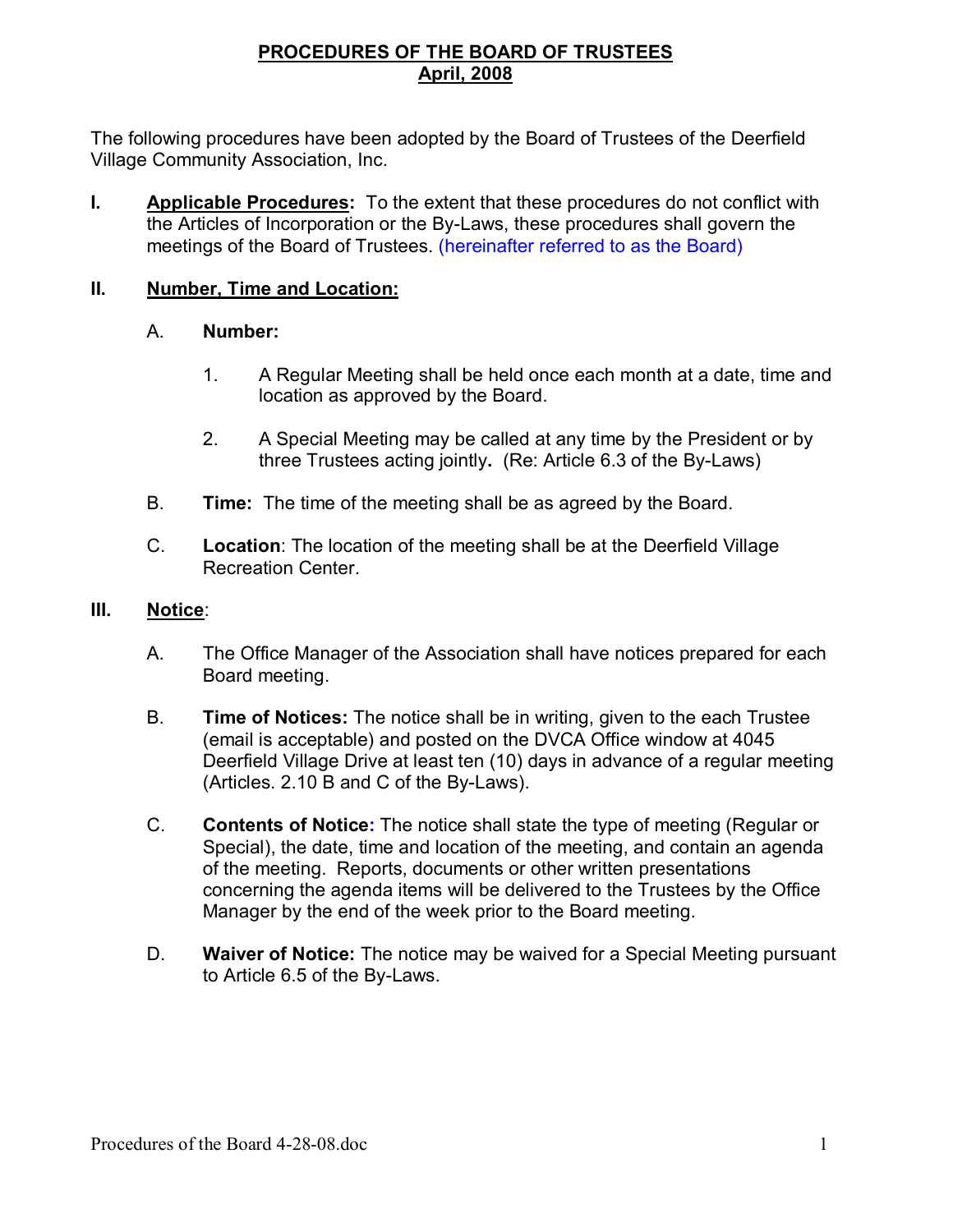# PROCEDURES OF THE BOARD OF TRUSTEES
## April, 2008

The following procedures have been adopted by the Board of Trustees of the Deerfield Village Community Association, Inc.

**I. Applicable Procedures:** To the extent that these procedures do not conflict with the Articles of Incorporation or the By-Laws, these procedures shall govern the meetings of the Board of Trustees. (hereinafter referred to as the Board)

**II. Number, Time and Location:**

A. **Number:**

1. A Regular Meeting shall be held once each month at a date, time and location as approved by the Board.

2. A Special Meeting may be called at any time by the President or by three Trustees acting jointly**.** (Re: Article 6.3 of the By-Laws)

B. **Time:** The time of the meeting shall be as agreed by the Board.

C. **Location**: The location of the meeting shall be at the Deerfield Village Recreation Center.

**III. Notice**:

A. The Office Manager of the Association shall have notices prepared for each Board meeting.

B. **Time of Notices:** The notice shall be in writing, given to the each Trustee (email is acceptable) and posted on the DVCA Office window at 4045 Deerfield Village Drive at least ten (10) days in advance of a regular meeting (Articles. 2.10 B and C of the By-Laws).

C. **Contents of Notice:** The notice shall state the type of meeting (Regular or Special), the date, time and location of the meeting, and contain an agenda of the meeting. Reports, documents or other written presentations concerning the agenda items will be delivered to the Trustees by the Office Manager by the end of the week prior to the Board meeting.

D. **Waiver of Notice:** The notice may be waived for a Special Meeting pursuant to Article 6.5 of the By-Laws.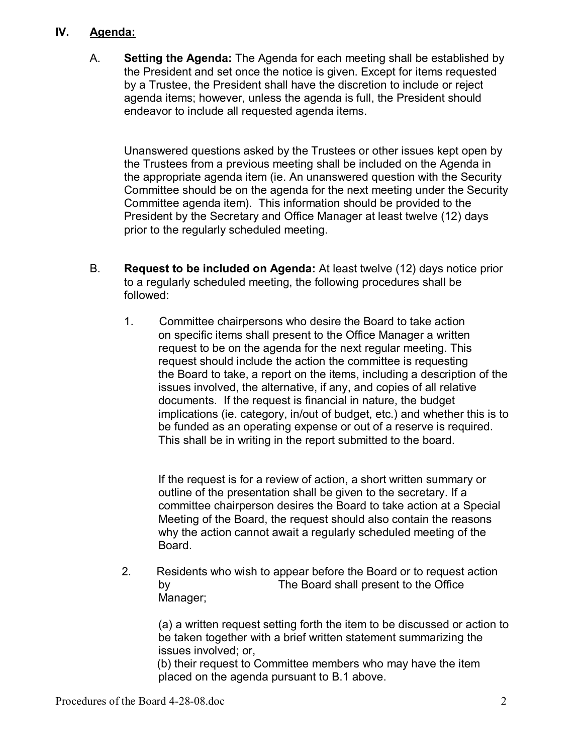## IV. Agenda:

A. **Setting the Agenda:** The Agenda for each meeting shall be established by the President and set once the notice is given. Except for items requested by a Trustee, the President shall have the discretion to include or reject agenda items; however, unless the agenda is full, the President should endeavor to include all requested agenda items.

Unanswered questions asked by the Trustees or other issues kept open by the Trustees from a previous meeting shall be included on the Agenda in the appropriate agenda item (ie. An unanswered question with the Security Committee should be on the agenda for the next meeting under the Security Committee agenda item). This information should be provided to the President by the Secretary and Office Manager at least twelve (12) days prior to the regularly scheduled meeting.

B. **Request to be included on Agenda:** At least twelve (12) days notice prior to a regularly scheduled meeting, the following procedures shall be followed:

1. Committee chairpersons who desire the Board to take action on specific items shall present to the Office Manager a written request to be on the agenda for the next regular meeting. This request should include the action the committee is requesting the Board to take, a report on the items, including a description of the issues involved, the alternative, if any, and copies of all relative documents. If the request is financial in nature, the budget implications (ie. category, in/out of budget, etc.) and whether this is to be funded as an operating expense or out of a reserve is required. This shall be in writing in the report submitted to the board.

   If the request is for a review of action, a short written summary or outline of the presentation shall be given to the secretary. If a committee chairperson desires the Board to take action at a Special Meeting of the Board, the request should also contain the reasons why the action cannot await a regularly scheduled meeting of the Board.

2. Residents who wish to appear before the Board or to request action by The Board shall present to the Office Manager;

   (a) a written request setting forth the item to be discussed or action to be taken together with a brief written statement summarizing the issues involved; or,
   (b) their request to Committee members who may have the item placed on the agenda pursuant to B.1 above.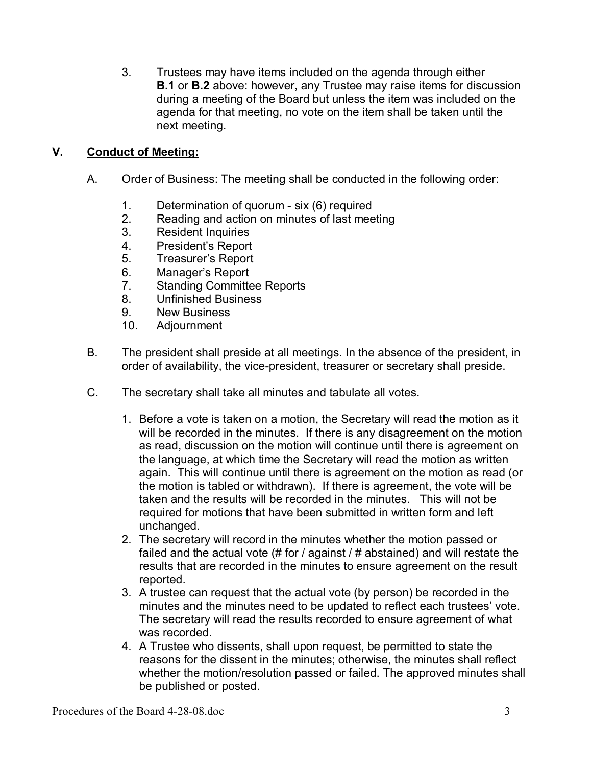3. Trustees may have items included on the agenda through either **B.1** or **B.2** above: however, any Trustee may raise items for discussion during a meeting of the Board but unless the item was included on the agenda for that meeting, no vote on the item shall be taken until the next meeting.

## V. Conduct of Meeting:

A. Order of Business: The meeting shall be conducted in the following order:

1. Determination of quorum - six (6) required
2. Reading and action on minutes of last meeting
3. Resident Inquiries
4. President's Report
5. Treasurer's Report
6. Manager's Report
7. Standing Committee Reports
8. Unfinished Business
9. New Business
10. Adjournment

B. The president shall preside at all meetings. In the absence of the president, in order of availability, the vice-president, treasurer or secretary shall preside.

C. The secretary shall take all minutes and tabulate all votes.

1. Before a vote is taken on a motion, the Secretary will read the motion as it will be recorded in the minutes. If there is any disagreement on the motion as read, discussion on the motion will continue until there is agreement on the language, at which time the Secretary will read the motion as written again. This will continue until there is agreement on the motion as read (or the motion is tabled or withdrawn). If there is agreement, the vote will be taken and the results will be recorded in the minutes. This will not be required for motions that have been submitted in written form and left unchanged.
2. The secretary will record in the minutes whether the motion passed or failed and the actual vote (# for / against / # abstained) and will restate the results that are recorded in the minutes to ensure agreement on the result reported.
3. A trustee can request that the actual vote (by person) be recorded in the minutes and the minutes need to be updated to reflect each trustees' vote. The secretary will read the results recorded to ensure agreement of what was recorded.
4. A Trustee who dissents, shall upon request, be permitted to state the reasons for the dissent in the minutes; otherwise, the minutes shall reflect whether the motion/resolution passed or failed. The approved minutes shall be published or posted.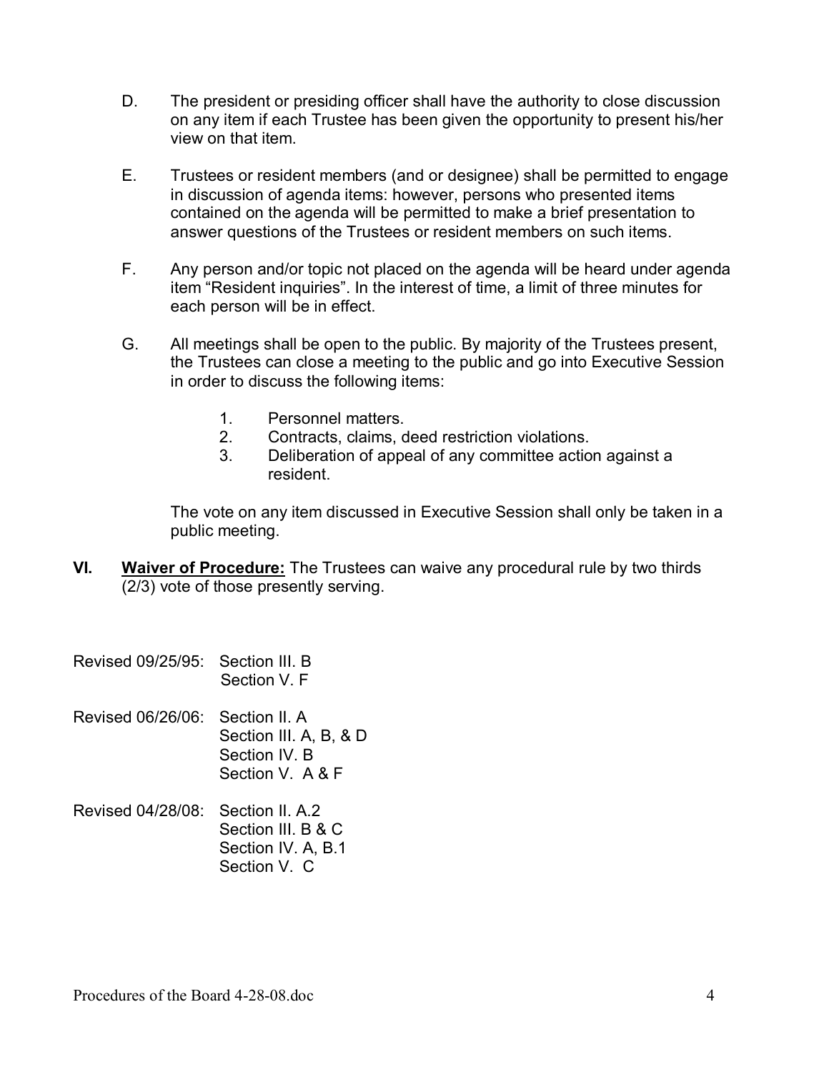D. The president or presiding officer shall have the authority to close discussion on any item if each Trustee has been given the opportunity to present his/her view on that item.

E. Trustees or resident members (and or designee) shall be permitted to engage in discussion of agenda items: however, persons who presented items contained on the agenda will be permitted to make a brief presentation to answer questions of the Trustees or resident members on such items.

F. Any person and/or topic not placed on the agenda will be heard under agenda item "Resident inquiries". In the interest of time, a limit of three minutes for each person will be in effect.

G. All meetings shall be open to the public. By majority of the Trustees present, the Trustees can close a meeting to the public and go into Executive Session in order to discuss the following items:

1. Personnel matters.
2. Contracts, claims, deed restriction violations.
3. Deliberation of appeal of any committee action against a resident.

The vote on any item discussed in Executive Session shall only be taken in a public meeting.

**VI. <u>Waiver of Procedure:</u>** The Trustees can waive any procedural rule by two thirds (2/3) vote of those presently serving.

Revised 09/25/95: Section III. B
Section V. F

Revised 06/26/06: Section II. A
Section III. A, B, & D
Section IV. B
Section V. A & F

Revised 04/28/08: Section II. A.2
Section III. B & C
Section IV. A, B.1
Section V. C